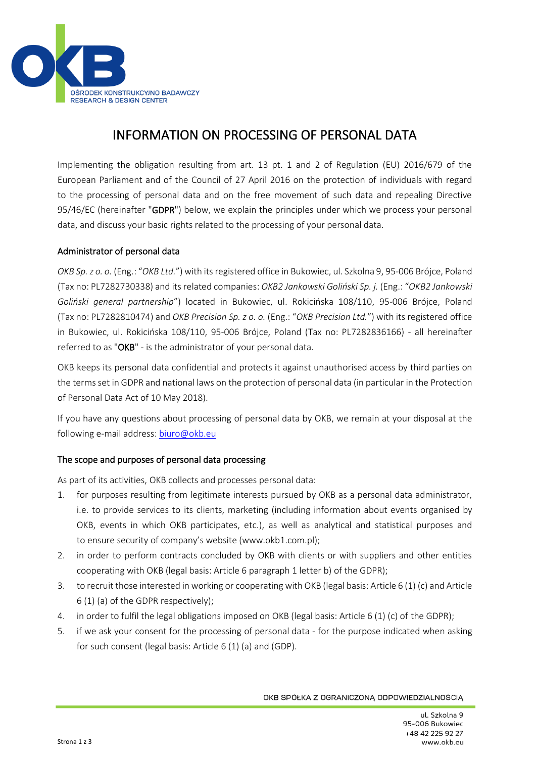# INFORMATION ON PROCESSING OF PERSONAL DATA

Implementing the obligation resulting from art. 13 pt. 1 and 2 of Regulation (EU) 2016/679 of the European Parliament and of the Council of 27 April 2016 on the protection of individuals with regard to the processing of personal data and on the free movement of such data and repealing Directive 95/46/EC (hereinafter "**GDPR**") below, we explain the principles under which we process your personal data, and discuss your basic rights related to the processing of your personal data.

## Administrator of personal data

*OKB Sp. z o. o.* (Eng.: "*OKB Ltd.*") with its registered office in Bukowiec, ul. Szkolna 9, 95-006 Brójce, Poland (Tax no: PL7282730338) and its related companies: *OKB2 Jankowski Goliński Sp. j.* (Eng.: "*OKB2 Jankowski Goliński general partnership*") located in Bukowiec, ul. Rokicińska 108/110, 95-006 Brójce, Poland (Tax no: PL7282810474) and *OKB Precision Sp. z o. o.* (Eng.: "*OKB Precision Ltd.*") with its registered office in Bukowiec, ul. Rokicińska 108/110, 95-006 Brójce, Poland (Tax no: PL7282836166) - all hereinafter referred to as "**OKB**" - is the administrator of your personal data.

OKB keeps its personal data confidential and protects it against unauthorised access by third parties on the terms set in GDPR and national laws on the protection of personal data (in particular in the Protection of Personal Data Act of 10 May 2018).

If you have any questions about processing of personal data by OKB, we remain at your disposal at the following e-mail address: biuro@okb.eu

## The scope and purposes of personal data processing

As part of its activities, OKB collects and processes personal data:

1. for purposes resulting from legitimate interests pursued by OKB as a personal data administrator, i.e. to provide services to its clients, marketing (including information about events organised by OKB, events in which OKB participates, etc.), as well as analytical and statistical purposes and to ensure security of company's website (www.okb1.com.pl);
2. in order to perform contracts concluded by OKB with clients or with suppliers and other entities cooperating with OKB (legal basis: Article 6 paragraph 1 letter b) of the GDPR);
3. to recruit those interested in working or cooperating with OKB (legal basis: Article 6 (1) (c) and Article 6 (1) (a) of the GDPR respectively);
4. in order to fulfil the legal obligations imposed on OKB (legal basis: Article 6 (1) (c) of the GDPR);
5. if we ask your consent for the processing of personal data - for the purpose indicated when asking for such consent (legal basis: Article 6 (1) (a) and (GDP).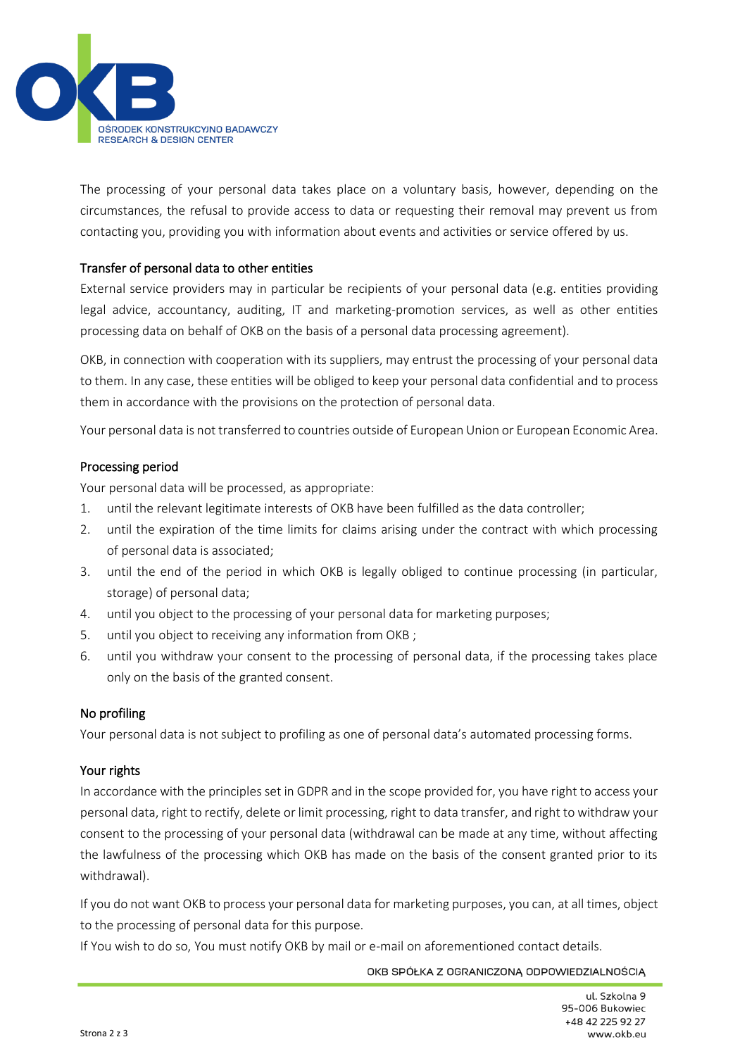The processing of your personal data takes place on a voluntary basis, however, depending on the circumstances, the refusal to provide access to data or requesting their removal may prevent us from contacting you, providing you with information about events and activities or service offered by us.

## Transfer of personal data to other entities

External service providers may in particular be recipients of your personal data (e.g. entities providing legal advice, accountancy, auditing, IT and marketing-promotion services, as well as other entities processing data on behalf of OKB on the basis of a personal data processing agreement).

OKB, in connection with cooperation with its suppliers, may entrust the processing of your personal data to them. In any case, these entities will be obliged to keep your personal data confidential and to process them in accordance with the provisions on the protection of personal data.

Your personal data is not transferred to countries outside of European Union or European Economic Area.

## Processing period

Your personal data will be processed, as appropriate:

1. until the relevant legitimate interests of OKB have been fulfilled as the data controller;
2. until the expiration of the time limits for claims arising under the contract with which processing of personal data is associated;
3. until the end of the period in which OKB is legally obliged to continue processing (in particular, storage) of personal data;
4. until you object to the processing of your personal data for marketing purposes;
5. until you object to receiving any information from OKB ;
6. until you withdraw your consent to the processing of personal data, if the processing takes place only on the basis of the granted consent.

## No profiling

Your personal data is not subject to profiling as one of personal data's automated processing forms.

## Your rights

In accordance with the principles set in GDPR and in the scope provided for, you have right to access your personal data, right to rectify, delete or limit processing, right to data transfer, and right to withdraw your consent to the processing of your personal data (withdrawal can be made at any time, without affecting the lawfulness of the processing which OKB has made on the basis of the consent granted prior to its withdrawal).

If you do not want OKB to process your personal data for marketing purposes, you can, at all times, object to the processing of personal data for this purpose.
If You wish to do so, You must notify OKB by mail or e-mail on aforementioned contact details.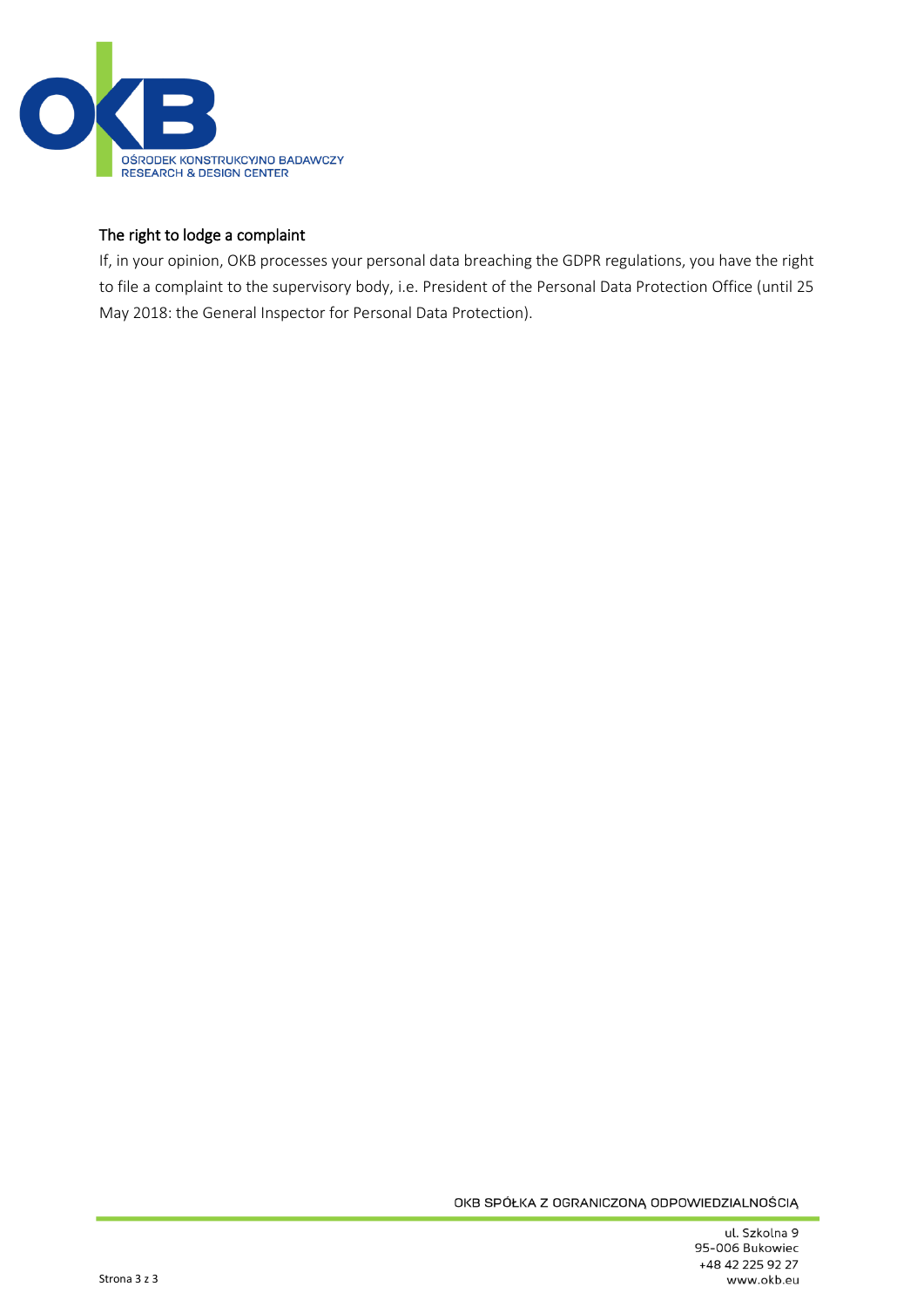## The right to lodge a complaint

If, in your opinion, OKB processes your personal data breaching the GDPR regulations, you have the right to file a complaint to the supervisory body, i.e. President of the Personal Data Protection Office (until 25 May 2018: the General Inspector for Personal Data Protection).